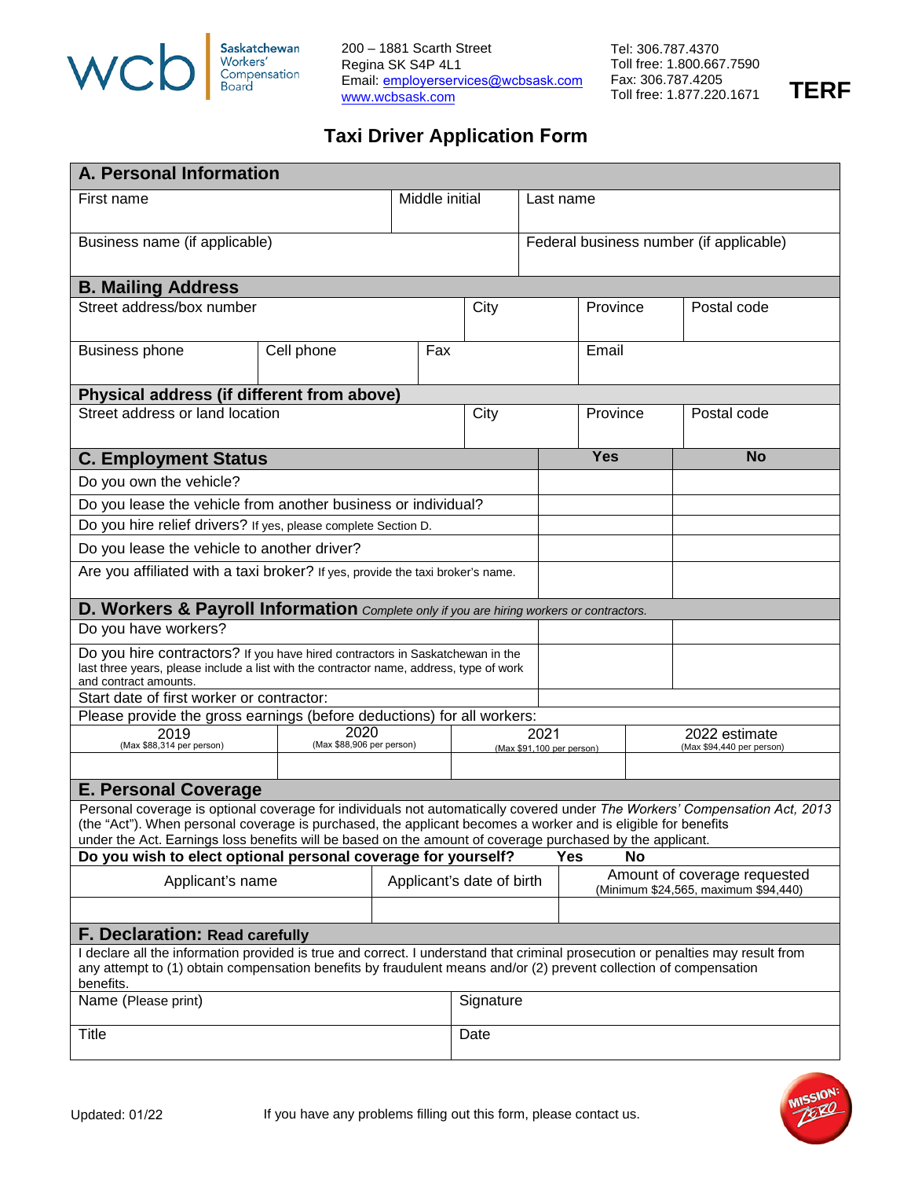Saskatchewan Workers' Compensation Board

200 – 1881 Scarth Street
Regina SK S4P 4L1
Email: employerservices@wcbsask.com
www.wcbsask.com

Tel: 306.787.4370
Toll free: 1.800.667.7590
Fax: 306.787.4205
Toll free: 1.877.220.1671

**TERF**

# Taxi Driver Application Form

## A. Personal Information

| First name | Middle initial | Last name |
|---|---|---|
| | | |

| Business name (if applicable) | Federal business number (if applicable) |
|---|---|
| | |

## B. Mailing Address

| Street address/box number | City | Province | Postal code |
|---|---|---|---|
| | | | |

| Business phone | Cell phone | Fax | Email |
|---|---|---|---|
| | | | |

### Physical address (if different from above)

| Street address or land location | City | Province | Postal code |
|---|---|---|---|
| | | | |

## C. Employment Status

| C. Employment Status | Yes | No |
|---|---|---|
| Do you own the vehicle? | | |
| Do you lease the vehicle from another business or individual? | | |
| Do you hire relief drivers? If yes, please complete Section D. | | |
| Do you lease the vehicle to another driver? | | |
| Are you affiliated with a taxi broker? If yes, provide the taxi broker's name. | | |

## D. Workers & Payroll Information *Complete only if you are hiring workers or contractors.*

| | Yes | No |
|---|---|---|
| Do you have workers? | | |
| Do you hire contractors? If you have hired contractors in Saskatchewan in the last three years, please include a list with the contractor name, address, type of work and contract amounts. | | |
| Start date of first worker or contractor: | | |

Please provide the gross earnings (before deductions) for all workers:

| 2019 (Max $88,314 per person) | 2020 (Max $88,906 per person) | 2021 (Max $91,100 per person) | 2022 estimate (Max $94,440 per person) |
|---|---|---|---|
| | | | |

## E. Personal Coverage

Personal coverage is optional coverage for individuals not automatically covered under *The Workers' Compensation Act, 2013* (the "Act"). When personal coverage is purchased, the applicant becomes a worker and is eligible for benefits under the Act. Earnings loss benefits will be based on the amount of coverage purchased by the applicant.

**Do you wish to elect optional personal coverage for yourself?** **Yes** **No**

| Applicant's name | Applicant's date of birth | Amount of coverage requested (Minimum $24,565, maximum $94,440) |
|---|---|---|
| | | |

## F. Declaration: Read carefully

I declare all the information provided is true and correct. I understand that criminal prosecution or penalties may result from any attempt to (1) obtain compensation benefits by fraudulent means and/or (2) prevent collection of compensation benefits.

| Name (Please print) | Signature |
|---|---|
| | |
| **Title** | **Date** |
| | |

Updated: 01/22

If you have any problems filling out this form, please contact us.

MISSION: ZERO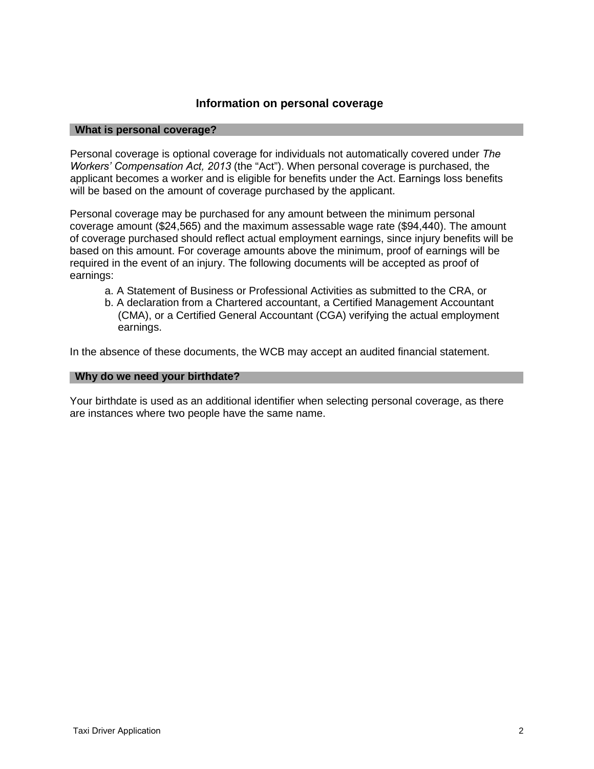## Information on personal coverage

### What is personal coverage?

Personal coverage is optional coverage for individuals not automatically covered under *The Workers' Compensation Act, 2013* (the "Act"). When personal coverage is purchased, the applicant becomes a worker and is eligible for benefits under the Act. Earnings loss benefits will be based on the amount of coverage purchased by the applicant.

Personal coverage may be purchased for any amount between the minimum personal coverage amount ($24,565) and the maximum assessable wage rate ($94,440). The amount of coverage purchased should reflect actual employment earnings, since injury benefits will be based on this amount. For coverage amounts above the minimum, proof of earnings will be required in the event of an injury. The following documents will be accepted as proof of earnings:

a. A Statement of Business or Professional Activities as submitted to the CRA, or
b. A declaration from a Chartered accountant, a Certified Management Accountant (CMA), or a Certified General Accountant (CGA) verifying the actual employment earnings.

In the absence of these documents, the WCB may accept an audited financial statement.

### Why do we need your birthdate?

Your birthdate is used as an additional identifier when selecting personal coverage, as there are instances where two people have the same name.